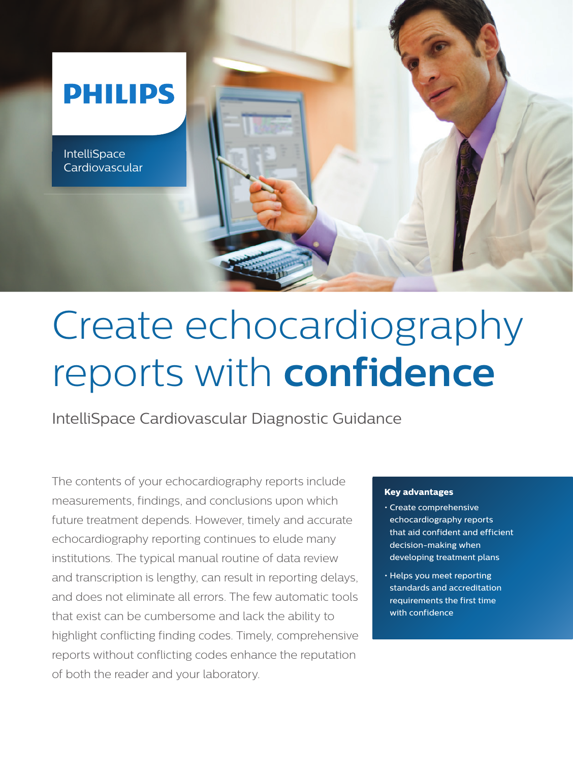PHILIPS

IntelliSpace Cardiovascular

# Create echocardiography reports with **confidence**

## IntelliSpace Cardiovascular Diagnostic Guidance

The contents of your echocardiography reports include measurements, findings, and conclusions upon which future treatment depends. However, timely and accurate echocardiography reporting continues to elude many institutions. The typical manual routine of data review and transcription is lengthy, can result in reporting delays, and does not eliminate all errors. The few automatic tools that exist can be cumbersome and lack the ability to highlight conflicting finding codes. Timely, comprehensive reports without conflicting codes enhance the reputation of both the reader and your laboratory.

**Key advantages**

- Create comprehensive echocardiography reports that aid confident and efficient decision-making when developing treatment plans
- Helps you meet reporting standards and accreditation requirements the first time with confidence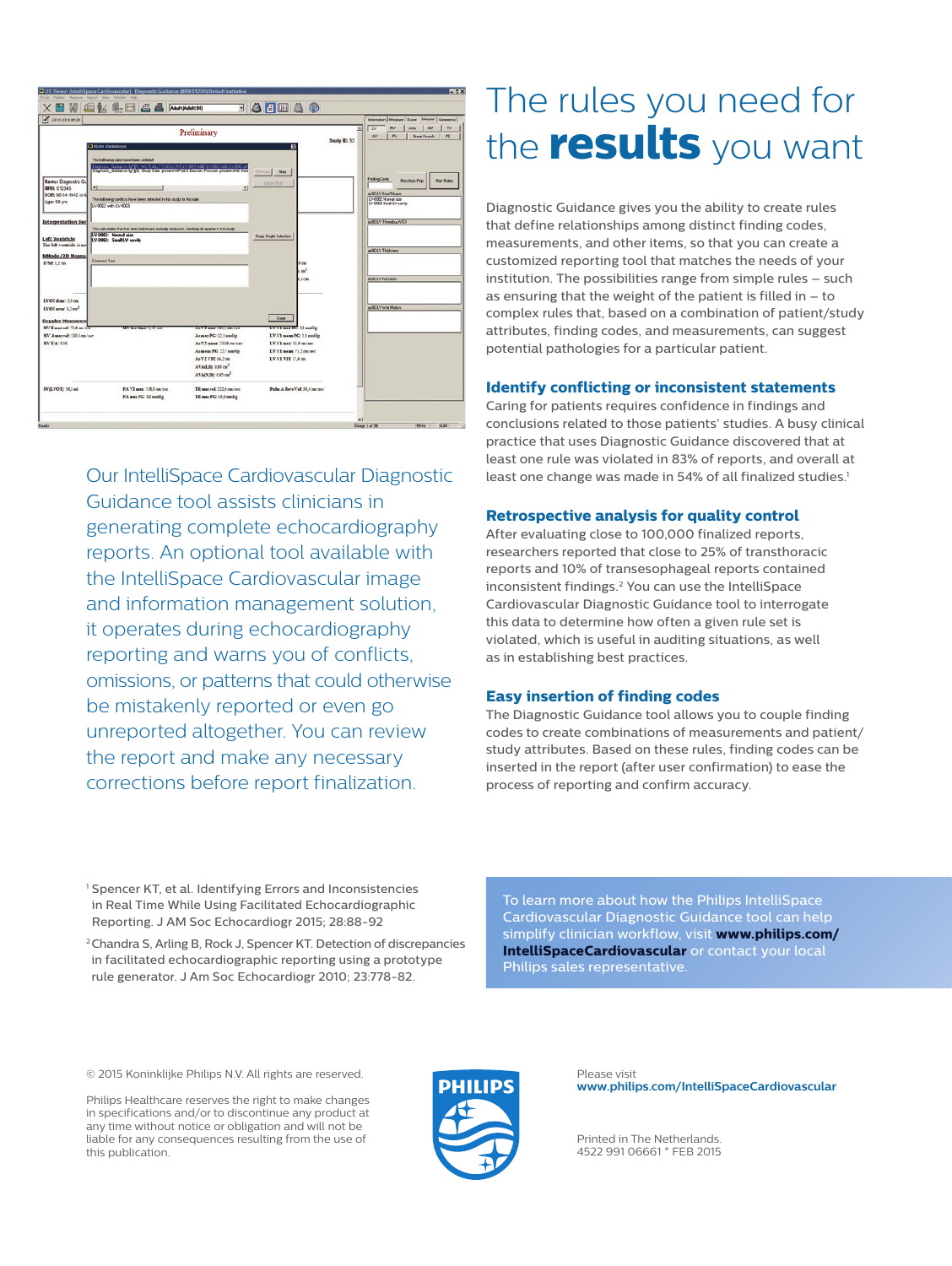# The rules you need for the **results** you want

Diagnostic Guidance gives you the ability to create rules that define relationships among distinct finding codes, measurements, and other items, so that you can create a customized reporting tool that matches the needs of your institution. The possibilities range from simple rules – such as ensuring that the weight of the patient is filled in – to complex rules that, based on a combination of patient/study attributes, finding codes, and measurements, can suggest potential pathologies for a particular patient.

Our IntelliSpace Cardiovascular Diagnostic Guidance tool assists clinicians in generating complete echocardiography reports. An optional tool available with the IntelliSpace Cardiovascular image and information management solution, it operates during echocardiography reporting and warns you of conflicts, omissions, or patterns that could otherwise be mistakenly reported or even go unreported altogether. You can review the report and make any necessary corrections before report finalization.

## Identify conflicting or inconsistent statements

Caring for patients requires confidence in findings and conclusions related to those patients' studies. A busy clinical practice that uses Diagnostic Guidance discovered that at least one rule was violated in 83% of reports, and overall at least one change was made in 54% of all finalized studies.[1]

## Retrospective analysis for quality control

After evaluating close to 100,000 finalized reports, researchers reported that close to 25% of transthoracic reports and 10% of transesophageal reports contained inconsistent findings.[2] You can use the IntelliSpace Cardiovascular Diagnostic Guidance tool to interrogate this data to determine how often a given rule set is violated, which is useful in auditing situations, as well as in establishing best practices.

## Easy insertion of finding codes

The Diagnostic Guidance tool allows you to couple finding codes to create combinations of measurements and patient/study attributes. Based on these rules, finding codes can be inserted in the report (after user confirmation) to ease the process of reporting and confirm accuracy.

[1] Spencer KT, et al. Identifying Errors and Inconsistencies in Real Time While Using Facilitated Echocardiographic Reporting. J Am Soc Echocardiogr 2015; 28:88-92

[2] Chandra S, Arling B, Rock J, Spencer KT. Detection of discrepancies in facilitated echocardiographic reporting using a prototype rule generator. J Am Soc Echocardiogr 2010; 23:778-82.

To learn more about how the Philips IntelliSpace Cardiovascular Diagnostic Guidance tool can help simplify clinician workflow, visit **www.philips.com/IntelliSpaceCardiovascular** or contact your local Philips sales representative.

© 2015 Koninklijke Philips N.V. All rights are reserved.

Philips Healthcare reserves the right to make changes in specifications and/or to discontinue any product at any time without notice or obligation and will not be liable for any consequences resulting from the use of this publication.

Please visit
**www.philips.com/IntelliSpaceCardiovascular**

Printed in The Netherlands.
4522 991 06661 * FEB 2015